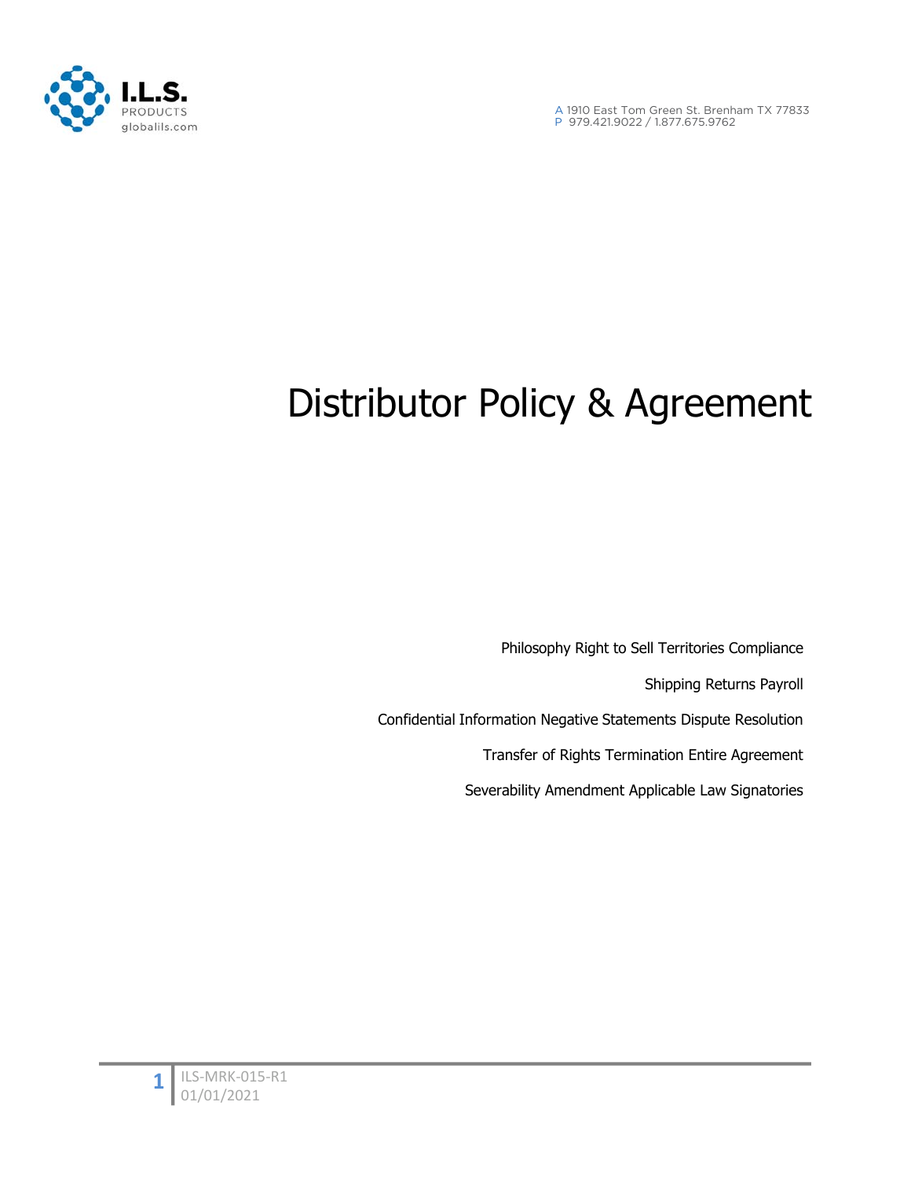I.L.S.
PRODUCTS
globalils.com

A 1910 East Tom Green St. Brenham TX 77833
P 979.421.9022 / 1.877.675.9762

# Distributor Policy & Agreement

Philosophy Right to Sell Territories Compliance

Shipping Returns Payroll

Confidential Information Negative Statements Dispute Resolution

Transfer of Rights Termination Entire Agreement

Severability Amendment Applicable Law Signatories

ILS-MRK-015-R1
01/01/2021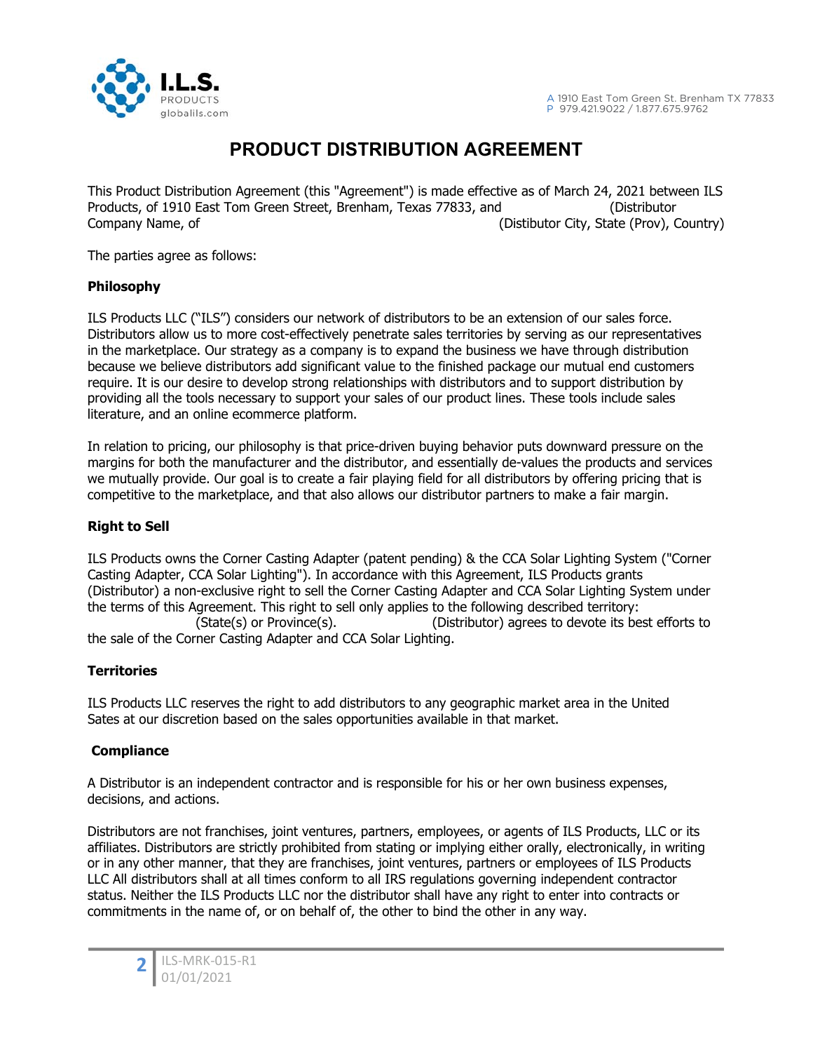# PRODUCT DISTRIBUTION AGREEMENT

This Product Distribution Agreement (this "Agreement") is made effective as of March 24, 2021 between ILS Products, of 1910 East Tom Green Street, Brenham, Texas 77833, and (Distributor Company Name, of (Distibutor City, State (Prov), Country)

The parties agree as follows:

**Philosophy**

ILS Products LLC ("ILS") considers our network of distributors to be an extension of our sales force. Distributors allow us to more cost-effectively penetrate sales territories by serving as our representatives in the marketplace. Our strategy as a company is to expand the business we have through distribution because we believe distributors add significant value to the finished package our mutual end customers require. It is our desire to develop strong relationships with distributors and to support distribution by providing all the tools necessary to support your sales of our product lines. These tools include sales literature, and an online ecommerce platform.

In relation to pricing, our philosophy is that price-driven buying behavior puts downward pressure on the margins for both the manufacturer and the distributor, and essentially de-values the products and services we mutually provide. Our goal is to create a fair playing field for all distributors by offering pricing that is competitive to the marketplace, and that also allows our distributor partners to make a fair margin.

**Right to Sell**

ILS Products owns the Corner Casting Adapter (patent pending) & the CCA Solar Lighting System ("Corner Casting Adapter, CCA Solar Lighting"). In accordance with this Agreement, ILS Products grants (Distributor) a non-exclusive right to sell the Corner Casting Adapter and CCA Solar Lighting System under the terms of this Agreement. This right to sell only applies to the following described territory: (State(s) or Province(s). (Distributor) agrees to devote its best efforts to the sale of the Corner Casting Adapter and CCA Solar Lighting.

**Territories**

ILS Products LLC reserves the right to add distributors to any geographic market area in the United Sates at our discretion based on the sales opportunities available in that market.

**Compliance**

A Distributor is an independent contractor and is responsible for his or her own business expenses, decisions, and actions.

Distributors are not franchises, joint ventures, partners, employees, or agents of ILS Products, LLC or its affiliates. Distributors are strictly prohibited from stating or implying either orally, electronically, in writing or in any other manner, that they are franchises, joint ventures, partners or employees of ILS Products LLC All distributors shall at all times conform to all IRS regulations governing independent contractor status. Neither the ILS Products LLC nor the distributor shall have any right to enter into contracts or commitments in the name of, or on behalf of, the other to bind the other in any way.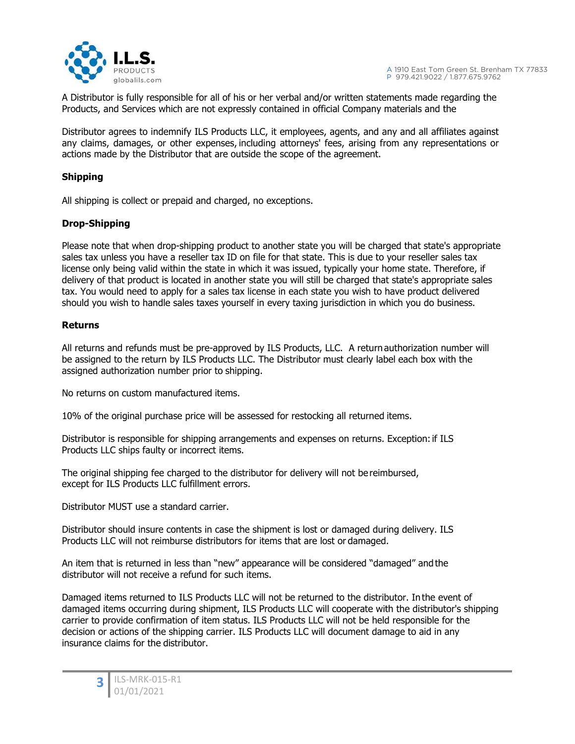A Distributor is fully responsible for all of his or her verbal and/or written statements made regarding the Products, and Services which are not expressly contained in official Company materials and the

Distributor agrees to indemnify ILS Products LLC, it employees, agents, and any and all affiliates against any claims, damages, or other expenses, including attorneys' fees, arising from any representations or actions made by the Distributor that are outside the scope of the agreement.

**Shipping**

All shipping is collect or prepaid and charged, no exceptions.

**Drop-Shipping**

Please note that when drop-shipping product to another state you will be charged that state's appropriate sales tax unless you have a reseller tax ID on file for that state. This is due to your reseller sales tax license only being valid within the state in which it was issued, typically your home state. Therefore, if delivery of that product is located in another state you will still be charged that state's appropriate sales tax. You would need to apply for a sales tax license in each state you wish to have product delivered should you wish to handle sales taxes yourself in every taxing jurisdiction in which you do business.

**Returns**

All returns and refunds must be pre-approved by ILS Products, LLC. A return authorization number will be assigned to the return by ILS Products LLC. The Distributor must clearly label each box with the assigned authorization number prior to shipping.

No returns on custom manufactured items.

10% of the original purchase price will be assessed for restocking all returned items.

Distributor is responsible for shipping arrangements and expenses on returns. Exception: if ILS Products LLC ships faulty or incorrect items.

The original shipping fee charged to the distributor for delivery will not be reimbursed, except for ILS Products LLC fulfillment errors.

Distributor MUST use a standard carrier.

Distributor should insure contents in case the shipment is lost or damaged during delivery. ILS Products LLC will not reimburse distributors for items that are lost or damaged.

An item that is returned in less than "new" appearance will be considered "damaged" and the distributor will not receive a refund for such items.

Damaged items returned to ILS Products LLC will not be returned to the distributor. In the event of damaged items occurring during shipment, ILS Products LLC will cooperate with the distributor's shipping carrier to provide confirmation of item status. ILS Products LLC will not be held responsible for the decision or actions of the shipping carrier. ILS Products LLC will document damage to aid in any insurance claims for the distributor.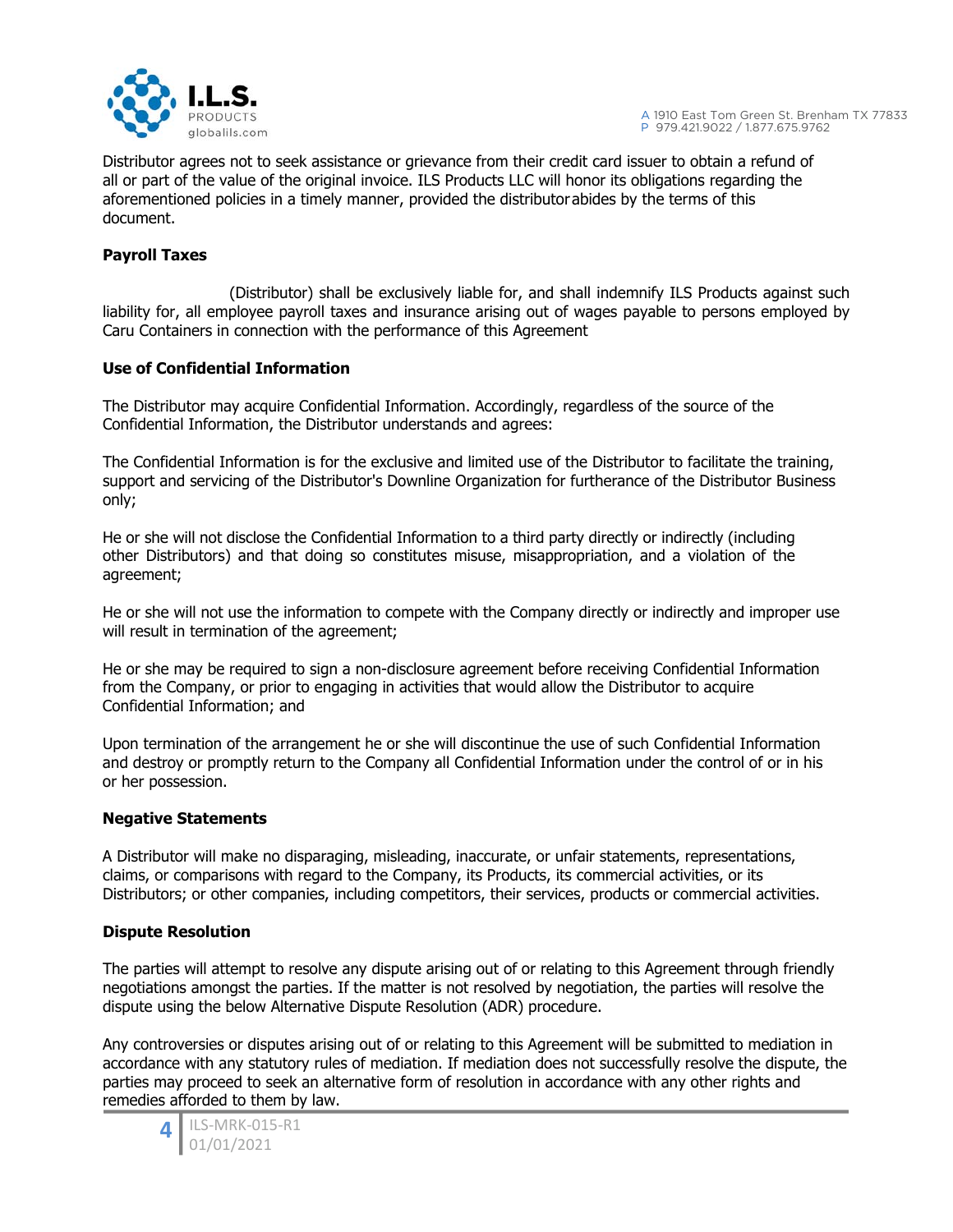Distributor agrees not to seek assistance or grievance from their credit card issuer to obtain a refund of all or part of the value of the original invoice. ILS Products LLC will honor its obligations regarding the aforementioned policies in a timely manner, provided the distributor abides by the terms of this document.

**Payroll Taxes**

(Distributor) shall be exclusively liable for, and shall indemnify ILS Products against such liability for, all employee payroll taxes and insurance arising out of wages payable to persons employed by Caru Containers in connection with the performance of this Agreement

**Use of Confidential Information**

The Distributor may acquire Confidential Information. Accordingly, regardless of the source of the Confidential Information, the Distributor understands and agrees:

The Confidential Information is for the exclusive and limited use of the Distributor to facilitate the training, support and servicing of the Distributor's Downline Organization for furtherance of the Distributor Business only;

He or she will not disclose the Confidential Information to a third party directly or indirectly (including other Distributors) and that doing so constitutes misuse, misappropriation, and a violation of the agreement;

He or she will not use the information to compete with the Company directly or indirectly and improper use will result in termination of the agreement;

He or she may be required to sign a non-disclosure agreement before receiving Confidential Information from the Company, or prior to engaging in activities that would allow the Distributor to acquire Confidential Information; and

Upon termination of the arrangement he or she will discontinue the use of such Confidential Information and destroy or promptly return to the Company all Confidential Information under the control of or in his or her possession.

**Negative Statements**

A Distributor will make no disparaging, misleading, inaccurate, or unfair statements, representations, claims, or comparisons with regard to the Company, its Products, its commercial activities, or its Distributors; or other companies, including competitors, their services, products or commercial activities.

**Dispute Resolution**

The parties will attempt to resolve any dispute arising out of or relating to this Agreement through friendly negotiations amongst the parties. If the matter is not resolved by negotiation, the parties will resolve the dispute using the below Alternative Dispute Resolution (ADR) procedure.

Any controversies or disputes arising out of or relating to this Agreement will be submitted to mediation in accordance with any statutory rules of mediation. If mediation does not successfully resolve the dispute, the parties may proceed to seek an alternative form of resolution in accordance with any other rights and remedies afforded to them by law.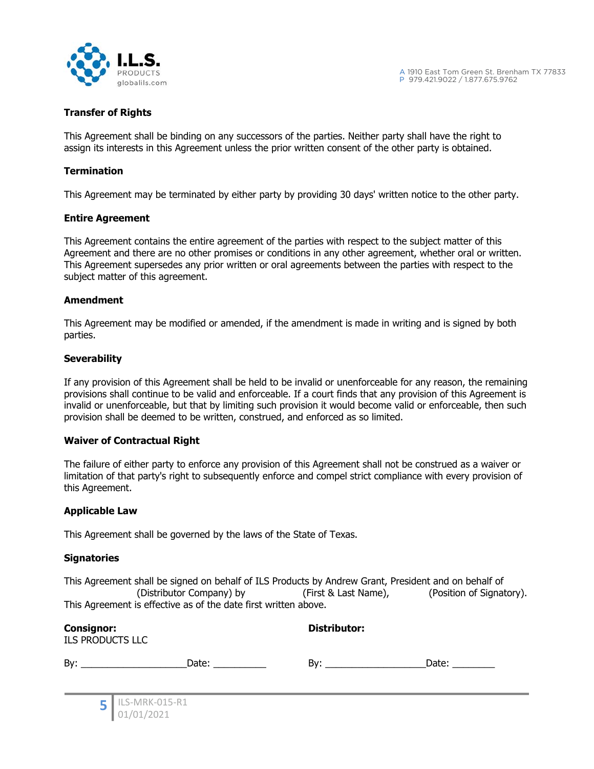### Transfer of Rights

This Agreement shall be binding on any successors of the parties. Neither party shall have the right to assign its interests in this Agreement unless the prior written consent of the other party is obtained.

### Termination

This Agreement may be terminated by either party by providing 30 days' written notice to the other party.

### Entire Agreement

This Agreement contains the entire agreement of the parties with respect to the subject matter of this Agreement and there are no other promises or conditions in any other agreement, whether oral or written. This Agreement supersedes any prior written or oral agreements between the parties with respect to the subject matter of this agreement.

### Amendment

This Agreement may be modified or amended, if the amendment is made in writing and is signed by both parties.

### Severability

If any provision of this Agreement shall be held to be invalid or unenforceable for any reason, the remaining provisions shall continue to be valid and enforceable. If a court finds that any provision of this Agreement is invalid or unenforceable, but that by limiting such provision it would become valid or enforceable, then such provision shall be deemed to be written, construed, and enforced as so limited.

### Waiver of Contractual Right

The failure of either party to enforce any provision of this Agreement shall not be construed as a waiver or limitation of that party's right to subsequently enforce and compel strict compliance with every provision of this Agreement.

### Applicable Law

This Agreement shall be governed by the laws of the State of Texas.

### Signatories

This Agreement shall be signed on behalf of ILS Products by Andrew Grant, President and on behalf of (Distributor Company) by (First & Last Name), (Position of Signatory). This Agreement is effective as of the date first written above.

**Consignor:**
ILS PRODUCTS LLC

By: ____________________Date: __________

**Distributor:**

By: ___________________Date: ________